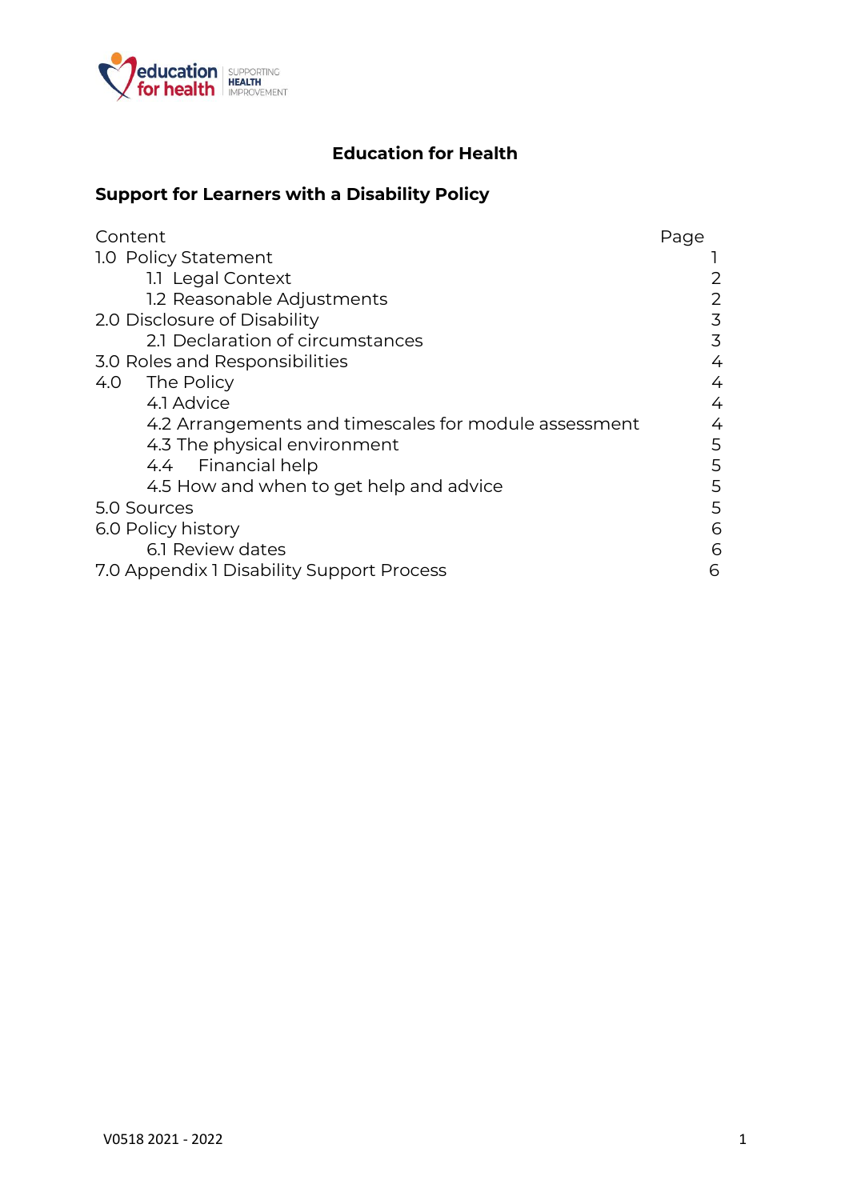# Education for Health

## Support for Learners with a Disability Policy

| Content | Page |
|---|---|
| 1.0 Policy Statement | 1 |
| 1.1 Legal Context | 2 |
| 1.2 Reasonable Adjustments | 2 |
| 2.0 Disclosure of Disability | 3 |
| 2.1 Declaration of circumstances | 3 |
| 3.0 Roles and Responsibilities | 4 |
| 4.0 The Policy | 4 |
| 4.1 Advice | 4 |
| 4.2 Arrangements and timescales for module assessment | 4 |
| 4.3 The physical environment | 5 |
| 4.4 Financial help | 5 |
| 4.5 How and when to get help and advice | 5 |
| 5.0 Sources | 5 |
| 6.0 Policy history | 6 |
| 6.1 Review dates | 6 |
| 7.0 Appendix 1 Disability Support Process | 6 |

V0518 2021 - 2022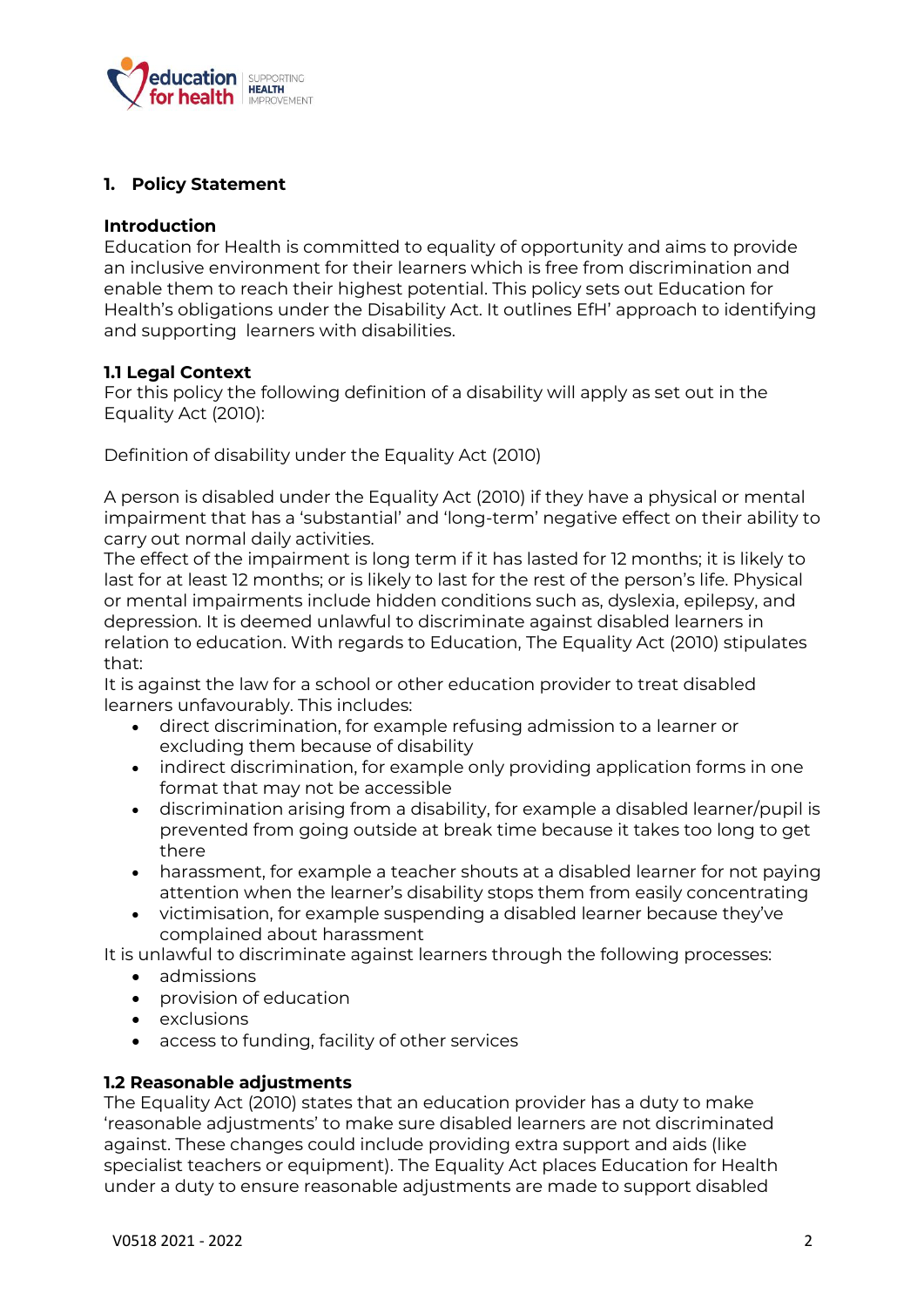## 1. Policy Statement

**Introduction**
Education for Health is committed to equality of opportunity and aims to provide an inclusive environment for their learners which is free from discrimination and enable them to reach their highest potential. This policy sets out Education for Health's obligations under the Disability Act. It outlines EfH' approach to identifying and supporting learners with disabilities.

**1.1 Legal Context**
For this policy the following definition of a disability will apply as set out in the Equality Act (2010):

Definition of disability under the Equality Act (2010)

A person is disabled under the Equality Act (2010) if they have a physical or mental impairment that has a 'substantial' and 'long-term' negative effect on their ability to carry out normal daily activities.
The effect of the impairment is long term if it has lasted for 12 months; it is likely to last for at least 12 months; or is likely to last for the rest of the person's life. Physical or mental impairments include hidden conditions such as, dyslexia, epilepsy, and depression. It is deemed unlawful to discriminate against disabled learners in relation to education. With regards to Education, The Equality Act (2010) stipulates that:
It is against the law for a school or other education provider to treat disabled learners unfavourably. This includes:

- direct discrimination, for example refusing admission to a learner or excluding them because of disability
- indirect discrimination, for example only providing application forms in one format that may not be accessible
- discrimination arising from a disability, for example a disabled learner/pupil is prevented from going outside at break time because it takes too long to get there
- harassment, for example a teacher shouts at a disabled learner for not paying attention when the learner's disability stops them from easily concentrating
- victimisation, for example suspending a disabled learner because they've complained about harassment

It is unlawful to discriminate against learners through the following processes:

- admissions
- provision of education
- exclusions
- access to funding, facility of other services

**1.2 Reasonable adjustments**
The Equality Act (2010) states that an education provider has a duty to make 'reasonable adjustments' to make sure disabled learners are not discriminated against. These changes could include providing extra support and aids (like specialist teachers or equipment). The Equality Act places Education for Health under a duty to ensure reasonable adjustments are made to support disabled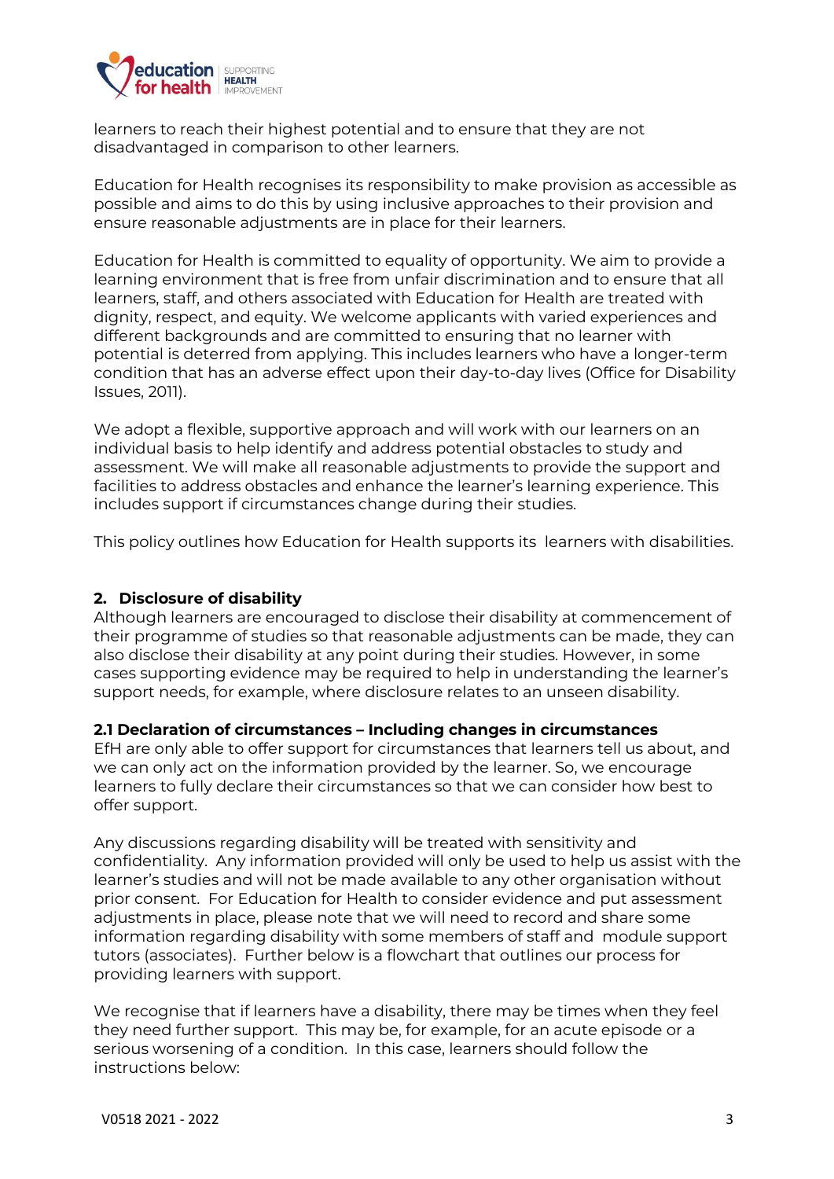learners to reach their highest potential and to ensure that they are not disadvantaged in comparison to other learners.

Education for Health recognises its responsibility to make provision as accessible as possible and aims to do this by using inclusive approaches to their provision and ensure reasonable adjustments are in place for their learners.

Education for Health is committed to equality of opportunity. We aim to provide a learning environment that is free from unfair discrimination and to ensure that all learners, staff, and others associated with Education for Health are treated with dignity, respect, and equity. We welcome applicants with varied experiences and different backgrounds and are committed to ensuring that no learner with potential is deterred from applying. This includes learners who have a longer-term condition that has an adverse effect upon their day-to-day lives (Office for Disability Issues, 2011).

We adopt a flexible, supportive approach and will work with our learners on an individual basis to help identify and address potential obstacles to study and assessment. We will make all reasonable adjustments to provide the support and facilities to address obstacles and enhance the learner's learning experience. This includes support if circumstances change during their studies.

This policy outlines how Education for Health supports its learners with disabilities.

## 2. Disclosure of disability

Although learners are encouraged to disclose their disability at commencement of their programme of studies so that reasonable adjustments can be made, they can also disclose their disability at any point during their studies. However, in some cases supporting evidence may be required to help in understanding the learner's support needs, for example, where disclosure relates to an unseen disability.

### 2.1 Declaration of circumstances – Including changes in circumstances

EfH are only able to offer support for circumstances that learners tell us about, and we can only act on the information provided by the learner. So, we encourage learners to fully declare their circumstances so that we can consider how best to offer support.

Any discussions regarding disability will be treated with sensitivity and confidentiality. Any information provided will only be used to help us assist with the learner's studies and will not be made available to any other organisation without prior consent. For Education for Health to consider evidence and put assessment adjustments in place, please note that we will need to record and share some information regarding disability with some members of staff and module support tutors (associates). Further below is a flowchart that outlines our process for providing learners with support.

We recognise that if learners have a disability, there may be times when they feel they need further support. This may be, for example, for an acute episode or a serious worsening of a condition. In this case, learners should follow the instructions below: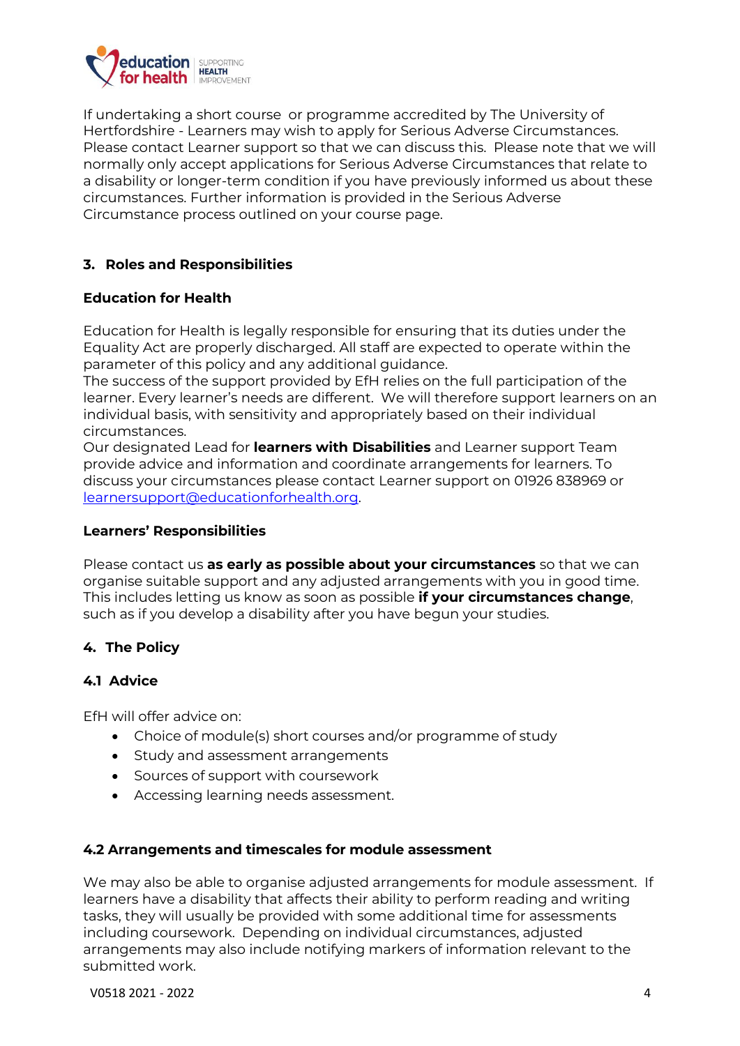If undertaking a short course  or programme accredited by The University of Hertfordshire - Learners may wish to apply for Serious Adverse Circumstances. Please contact Learner support so that we can discuss this.  Please note that we will normally only accept applications for Serious Adverse Circumstances that relate to a disability or longer-term condition if you have previously informed us about these circumstances. Further information is provided in the Serious Adverse Circumstance process outlined on your course page.

## 3. Roles and Responsibilities

### Education for Health

Education for Health is legally responsible for ensuring that its duties under the Equality Act are properly discharged. All staff are expected to operate within the parameter of this policy and any additional guidance.
The success of the support provided by EfH relies on the full participation of the learner. Every learner's needs are different.  We will therefore support learners on an individual basis, with sensitivity and appropriately based on their individual circumstances.
Our designated Lead for **learners with Disabilities** and Learner support Team provide advice and information and coordinate arrangements for learners. To discuss your circumstances please contact Learner support on 01926 838969 or learnersupport@educationforhealth.org.

### Learners' Responsibilities

Please contact us **as early as possible about your circumstances** so that we can organise suitable support and any adjusted arrangements with you in good time. This includes letting us know as soon as possible **if your circumstances change**, such as if you develop a disability after you have begun your studies.

## 4. The Policy

### 4.1 Advice

EfH will offer advice on:

- Choice of module(s) short courses and/or programme of study
- Study and assessment arrangements
- Sources of support with coursework
- Accessing learning needs assessment.

### 4.2 Arrangements and timescales for module assessment

We may also be able to organise adjusted arrangements for module assessment.  If learners have a disability that affects their ability to perform reading and writing tasks, they will usually be provided with some additional time for assessments including coursework.  Depending on individual circumstances, adjusted arrangements may also include notifying markers of information relevant to the submitted work.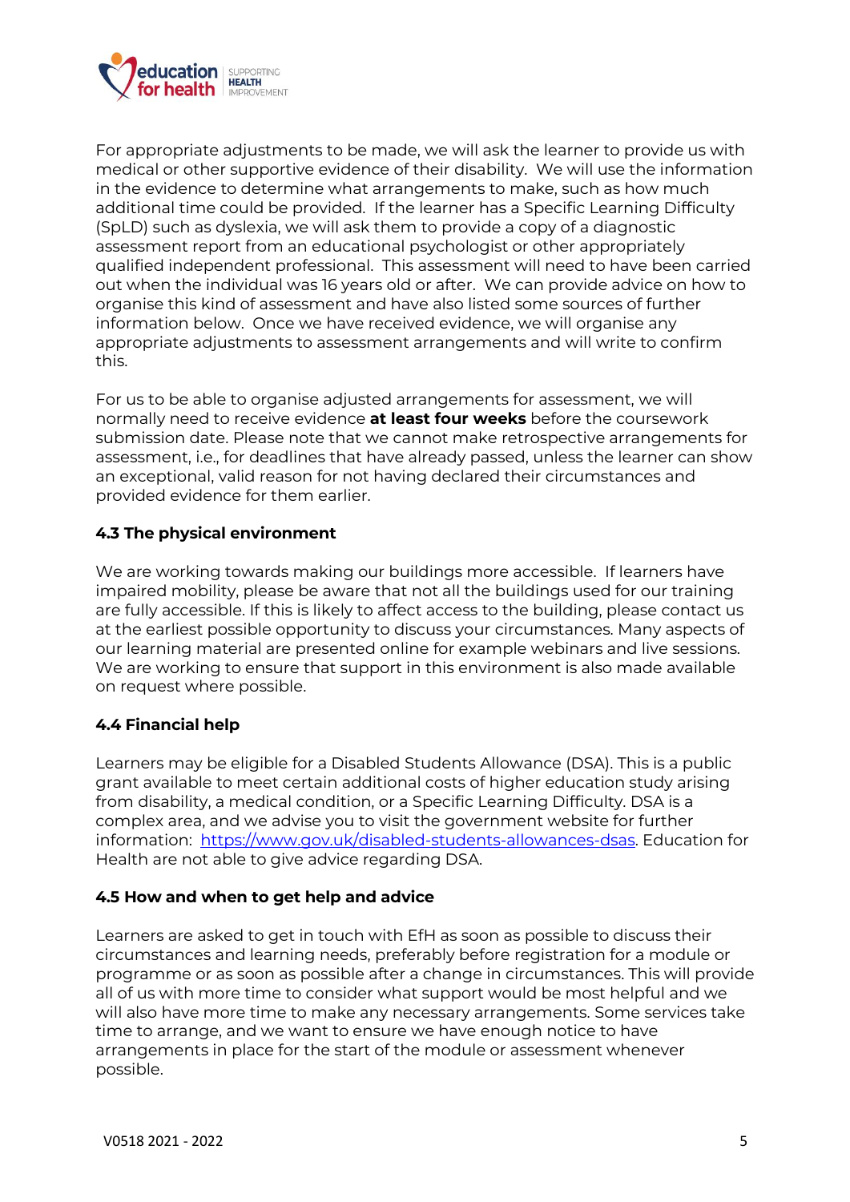For appropriate adjustments to be made, we will ask the learner to provide us with medical or other supportive evidence of their disability. We will use the information in the evidence to determine what arrangements to make, such as how much additional time could be provided. If the learner has a Specific Learning Difficulty (SpLD) such as dyslexia, we will ask them to provide a copy of a diagnostic assessment report from an educational psychologist or other appropriately qualified independent professional. This assessment will need to have been carried out when the individual was 16 years old or after. We can provide advice on how to organise this kind of assessment and have also listed some sources of further information below. Once we have received evidence, we will organise any appropriate adjustments to assessment arrangements and will write to confirm this.

For us to be able to organise adjusted arrangements for assessment, we will normally need to receive evidence **at least four weeks** before the coursework submission date. Please note that we cannot make retrospective arrangements for assessment, i.e., for deadlines that have already passed, unless the learner can show an exceptional, valid reason for not having declared their circumstances and provided evidence for them earlier.

### 4.3 The physical environment

We are working towards making our buildings more accessible. If learners have impaired mobility, please be aware that not all the buildings used for our training are fully accessible. If this is likely to affect access to the building, please contact us at the earliest possible opportunity to discuss your circumstances. Many aspects of our learning material are presented online for example webinars and live sessions. We are working to ensure that support in this environment is also made available on request where possible.

### 4.4 Financial help

Learners may be eligible for a Disabled Students Allowance (DSA). This is a public grant available to meet certain additional costs of higher education study arising from disability, a medical condition, or a Specific Learning Difficulty. DSA is a complex area, and we advise you to visit the government website for further information: [https://www.gov.uk/disabled-students-allowances-dsas](https://www.gov.uk/disabled-students-allowances-dsas). Education for Health are not able to give advice regarding DSA.

### 4.5 How and when to get help and advice

Learners are asked to get in touch with EfH as soon as possible to discuss their circumstances and learning needs, preferably before registration for a module or programme or as soon as possible after a change in circumstances. This will provide all of us with more time to consider what support would be most helpful and we will also have more time to make any necessary arrangements. Some services take time to arrange, and we want to ensure we have enough notice to have arrangements in place for the start of the module or assessment whenever possible.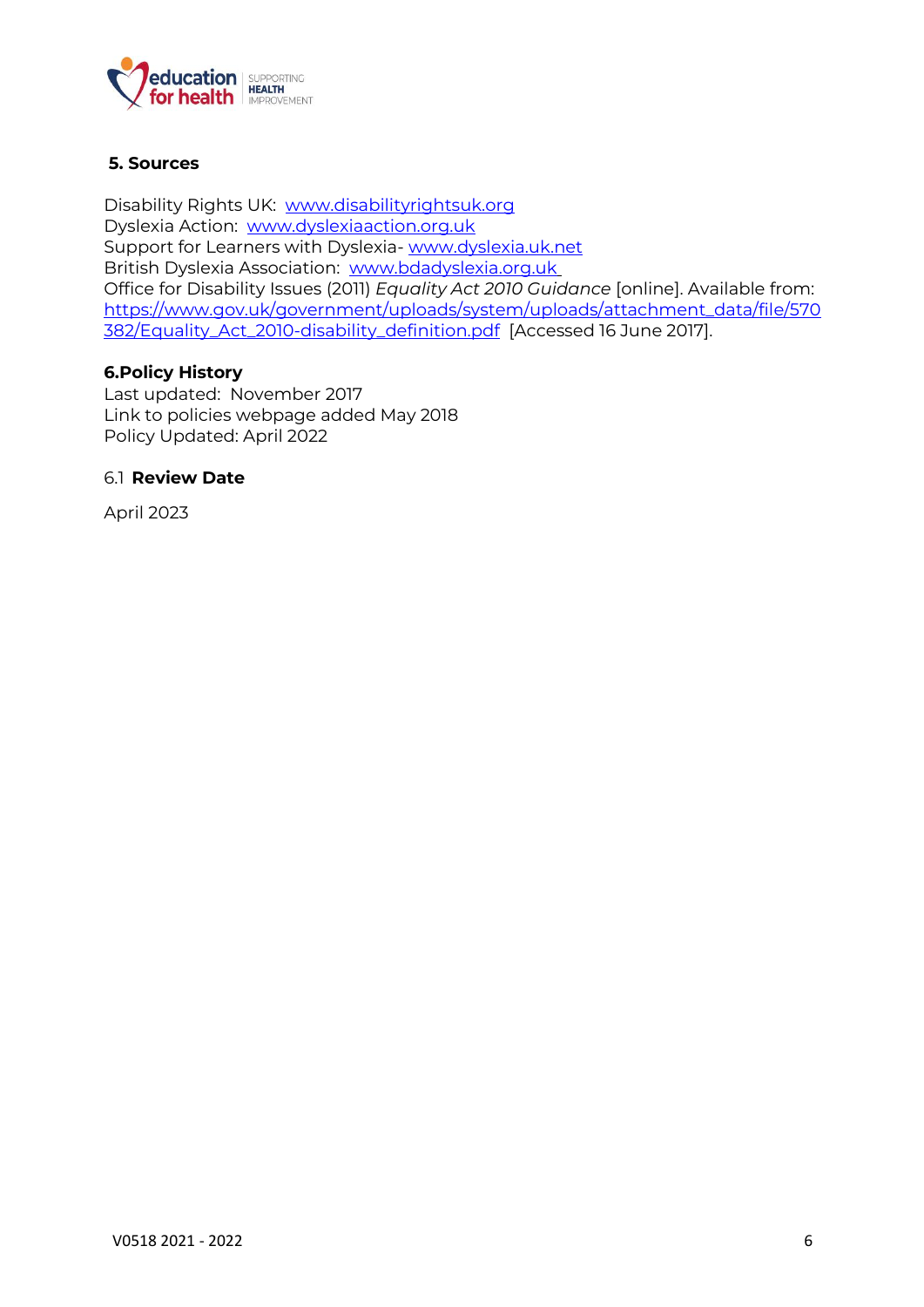## 5. Sources

Disability Rights UK: www.disabilityrightsuk.org
Dyslexia Action: www.dyslexiaaction.org.uk
Support for Learners with Dyslexia- www.dyslexia.uk.net
British Dyslexia Association: www.bdadyslexia.org.uk
Office for Disability Issues (2011) *Equality Act 2010 Guidance* [online]. Available from: https://www.gov.uk/government/uploads/system/uploads/attachment_data/file/570382/Equality_Act_2010-disability_definition.pdf [Accessed 16 June 2017].

## 6.Policy History

Last updated: November 2017
Link to policies webpage added May 2018
Policy Updated: April 2022

### 6.1 Review Date

April 2023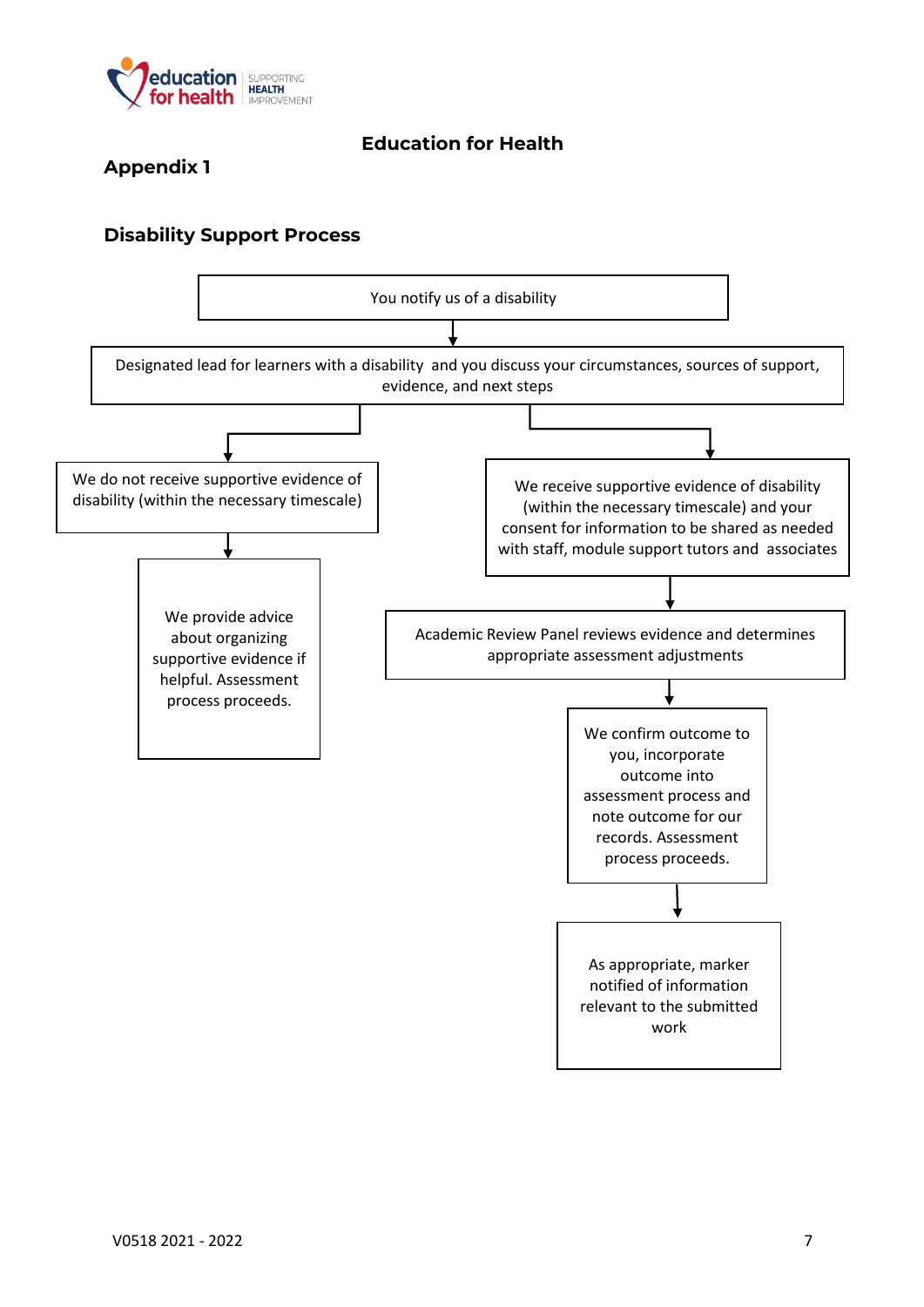**Education for Health**

## Appendix 1

### Disability Support Process

You notify us of a disability

Designated lead for learners with a disability and you discuss your circumstances, sources of support, evidence, and next steps

We do not receive supportive evidence of disability (within the necessary timescale)

We provide advice about organizing supportive evidence if helpful. Assessment process proceeds.

We receive supportive evidence of disability (within the necessary timescale) and your consent for information to be shared as needed with staff, module support tutors and associates

Academic Review Panel reviews evidence and determines appropriate assessment adjustments

We confirm outcome to you, incorporate outcome into assessment process and note outcome for our records. Assessment process proceeds.

As appropriate, marker notified of information relevant to the submitted work

V0518 2021 - 2022